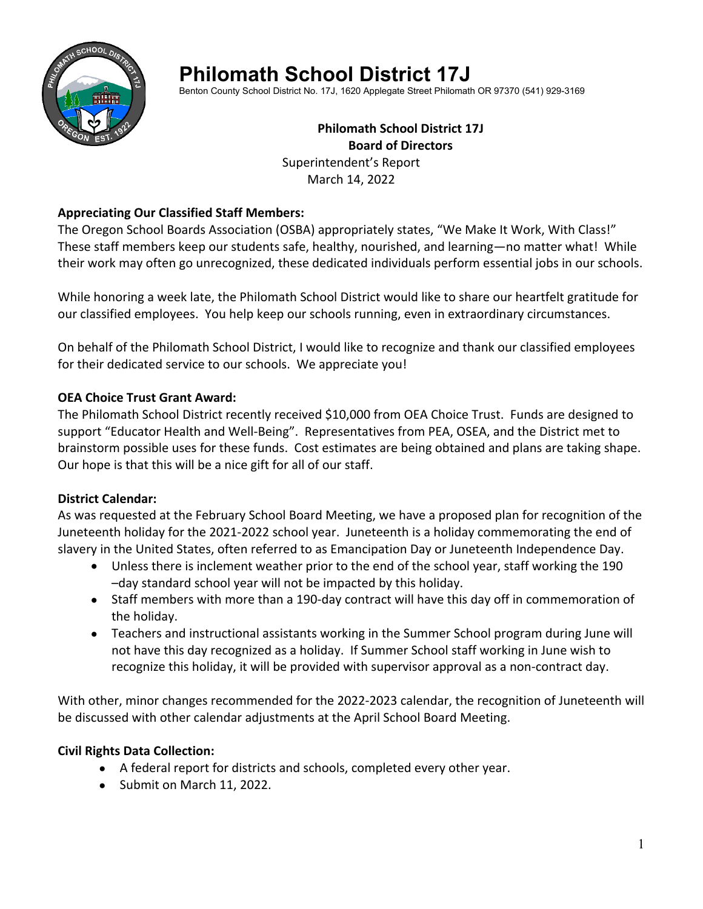# Philomath School District 17J

Benton County School District No. 17J, 1620 Applegate Street Philomath OR 97370 (541) 929-3169

**Philomath School District 17J**
**Board of Directors**
Superintendent's Report
March 14, 2022

**Appreciating Our Classified Staff Members:**

The Oregon School Boards Association (OSBA) appropriately states, "We Make It Work, With Class!" These staff members keep our students safe, healthy, nourished, and learning—no matter what! While their work may often go unrecognized, these dedicated individuals perform essential jobs in our schools.

While honoring a week late, the Philomath School District would like to share our heartfelt gratitude for our classified employees. You help keep our schools running, even in extraordinary circumstances.

On behalf of the Philomath School District, I would like to recognize and thank our classified employees for their dedicated service to our schools. We appreciate you!

**OEA Choice Trust Grant Award:**

The Philomath School District recently received $10,000 from OEA Choice Trust. Funds are designed to support "Educator Health and Well-Being". Representatives from PEA, OSEA, and the District met to brainstorm possible uses for these funds. Cost estimates are being obtained and plans are taking shape. Our hope is that this will be a nice gift for all of our staff.

**District Calendar:**

As was requested at the February School Board Meeting, we have a proposed plan for recognition of the Juneteenth holiday for the 2021-2022 school year. Juneteenth is a holiday commemorating the end of slavery in the United States, often referred to as Emancipation Day or Juneteenth Independence Day.

- Unless there is inclement weather prior to the end of the school year, staff working the 190 –day standard school year will not be impacted by this holiday.
- Staff members with more than a 190-day contract will have this day off in commemoration of the holiday.
- Teachers and instructional assistants working in the Summer School program during June will not have this day recognized as a holiday. If Summer School staff working in June wish to recognize this holiday, it will be provided with supervisor approval as a non-contract day.

With other, minor changes recommended for the 2022-2023 calendar, the recognition of Juneteenth will be discussed with other calendar adjustments at the April School Board Meeting.

**Civil Rights Data Collection:**

- A federal report for districts and schools, completed every other year.
- Submit on March 11, 2022.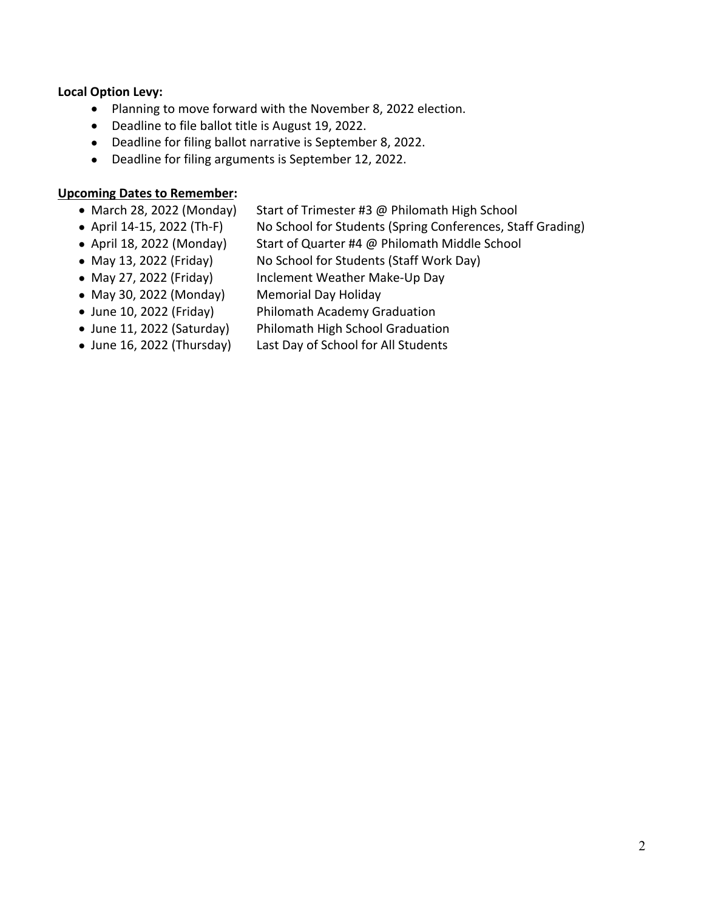**Local Option Levy:**

- Planning to move forward with the November 8, 2022 election.
- Deadline to file ballot title is August 19, 2022.
- Deadline for filing ballot narrative is September 8, 2022.
- Deadline for filing arguments is September 12, 2022.

**Upcoming Dates to Remember:**

- March 28, 2022 (Monday) Start of Trimester #3 @ Philomath High School
- April 14-15, 2022 (Th-F) No School for Students (Spring Conferences, Staff Grading)
- April 18, 2022 (Monday) Start of Quarter #4 @ Philomath Middle School
- May 13, 2022 (Friday) No School for Students (Staff Work Day)
- May 27, 2022 (Friday) Inclement Weather Make-Up Day
- May 30, 2022 (Monday) Memorial Day Holiday
- June 10, 2022 (Friday) Philomath Academy Graduation
- June 11, 2022 (Saturday) Philomath High School Graduation
- June 16, 2022 (Thursday) Last Day of School for All Students